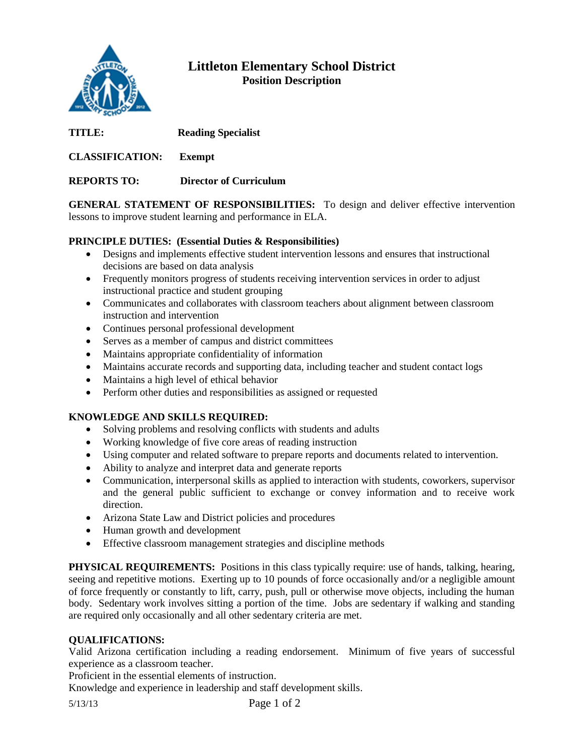# Littleton Elementary School District

## Position Description

**TITLE:** **Reading Specialist**

**CLASSIFICATION:** **Exempt**

**REPORTS TO:** **Director of Curriculum**

**GENERAL STATEMENT OF RESPONSIBILITIES:** To design and deliver effective intervention lessons to improve student learning and performance in ELA.

**PRINCIPLE DUTIES: (Essential Duties & Responsibilities)**

- Designs and implements effective student intervention lessons and ensures that instructional decisions are based on data analysis
- Frequently monitors progress of students receiving intervention services in order to adjust instructional practice and student grouping
- Communicates and collaborates with classroom teachers about alignment between classroom instruction and intervention
- Continues personal professional development
- Serves as a member of campus and district committees
- Maintains appropriate confidentiality of information
- Maintains accurate records and supporting data, including teacher and student contact logs
- Maintains a high level of ethical behavior
- Perform other duties and responsibilities as assigned or requested

**KNOWLEDGE AND SKILLS REQUIRED:**

- Solving problems and resolving conflicts with students and adults
- Working knowledge of five core areas of reading instruction
- Using computer and related software to prepare reports and documents related to intervention.
- Ability to analyze and interpret data and generate reports
- Communication, interpersonal skills as applied to interaction with students, coworkers, supervisor and the general public sufficient to exchange or convey information and to receive work direction.
- Arizona State Law and District policies and procedures
- Human growth and development
- Effective classroom management strategies and discipline methods

**PHYSICAL REQUIREMENTS:** Positions in this class typically require: use of hands, talking, hearing, seeing and repetitive motions. Exerting up to 10 pounds of force occasionally and/or a negligible amount of force frequently or constantly to lift, carry, push, pull or otherwise move objects, including the human body. Sedentary work involves sitting a portion of the time. Jobs are sedentary if walking and standing are required only occasionally and all other sedentary criteria are met.

**QUALIFICATIONS:**

Valid Arizona certification including a reading endorsement. Minimum of five years of successful experience as a classroom teacher.

Proficient in the essential elements of instruction.

Knowledge and experience in leadership and staff development skills.

5/13/13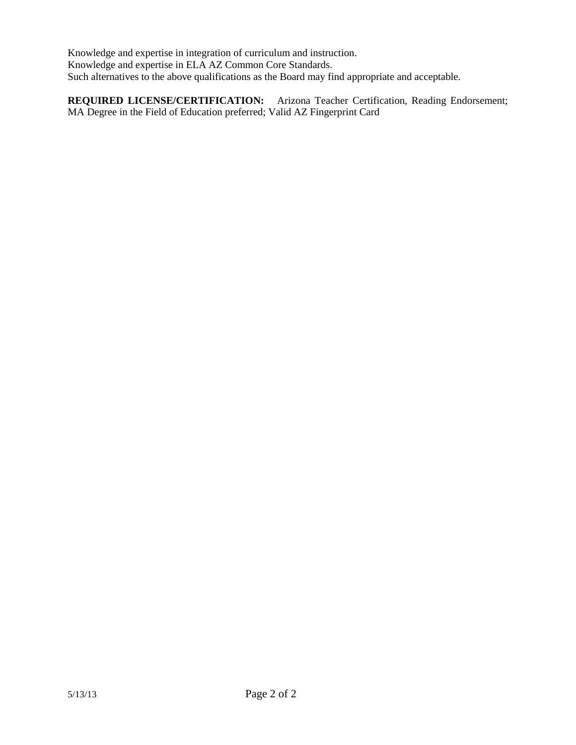Knowledge and expertise in integration of curriculum and instruction.
Knowledge and expertise in ELA AZ Common Core Standards.
Such alternatives to the above qualifications as the Board may find appropriate and acceptable.

**REQUIRED LICENSE/CERTIFICATION:** Arizona Teacher Certification, Reading Endorsement; MA Degree in the Field of Education preferred; Valid AZ Fingerprint Card